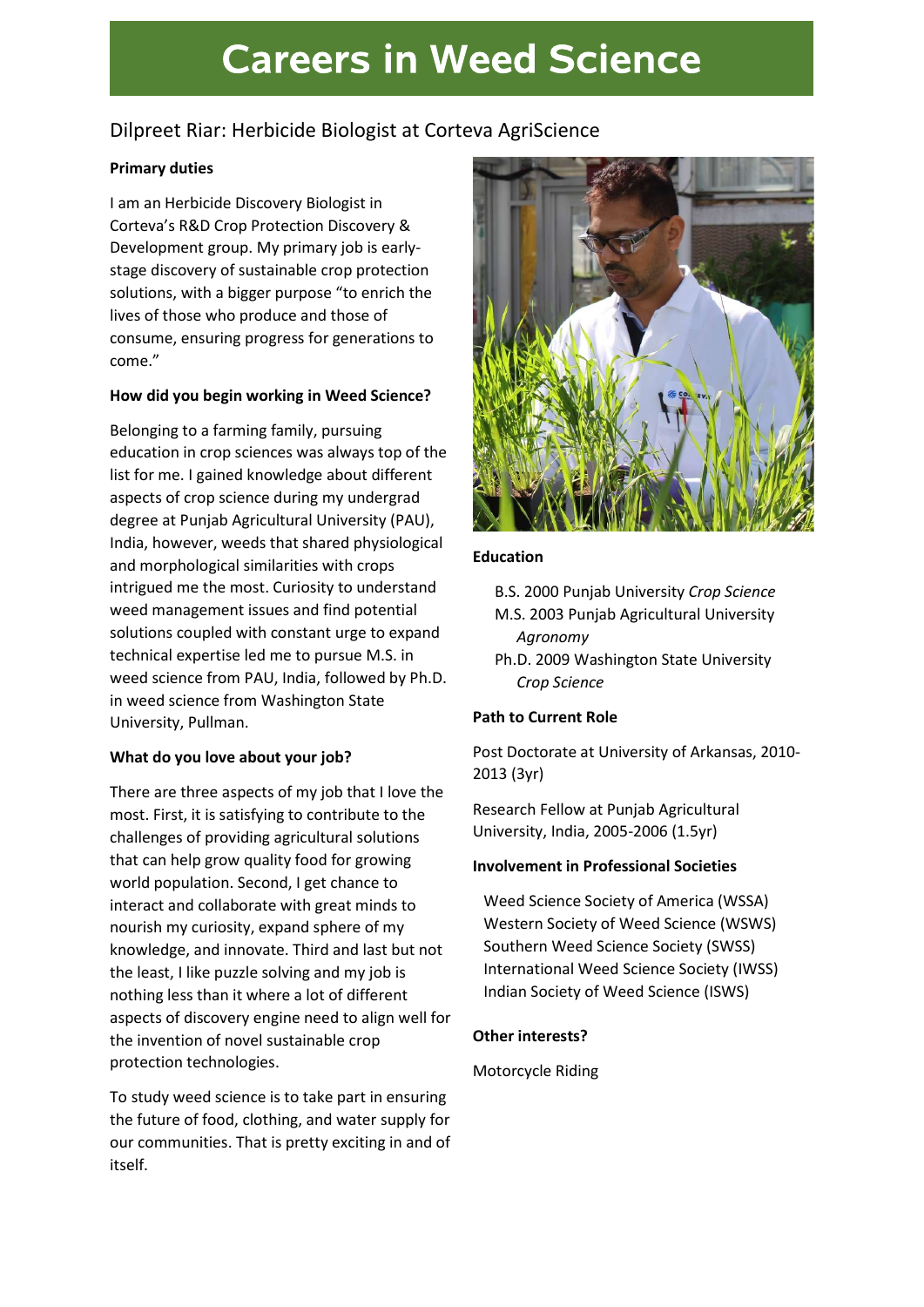# Careers in Weed Science

## Dilpreet Riar: Herbicide Biologist at Corteva AgriScience

**Primary duties**

I am an Herbicide Discovery Biologist in Corteva's R&D Crop Protection Discovery & Development group. My primary job is early-stage discovery of sustainable crop protection solutions, with a bigger purpose "to enrich the lives of those who produce and those of consume, ensuring progress for generations to come."

**How did you begin working in Weed Science?**

Belonging to a farming family, pursuing education in crop sciences was always top of the list for me. I gained knowledge about different aspects of crop science during my undergrad degree at Punjab Agricultural University (PAU), India, however, weeds that shared physiological and morphological similarities with crops intrigued me the most. Curiosity to understand weed management issues and find potential solutions coupled with constant urge to expand technical expertise led me to pursue M.S. in weed science from PAU, India, followed by Ph.D. in weed science from Washington State University, Pullman.

**What do you love about your job?**

There are three aspects of my job that I love the most. First, it is satisfying to contribute to the challenges of providing agricultural solutions that can help grow quality food for growing world population. Second, I get chance to interact and collaborate with great minds to nourish my curiosity, expand sphere of my knowledge, and innovate. Third and last but not the least, I like puzzle solving and my job is nothing less than it where a lot of different aspects of discovery engine need to align well for the invention of novel sustainable crop protection technologies.

To study weed science is to take part in ensuring the future of food, clothing, and water supply for our communities. That is pretty exciting in and of itself.

**Education**

- B.S. 2000 Punjab University *Crop Science*
- M.S. 2003 Punjab Agricultural University *Agronomy*
- Ph.D. 2009 Washington State University *Crop Science*

**Path to Current Role**

Post Doctorate at University of Arkansas, 2010-2013 (3yr)

Research Fellow at Punjab Agricultural University, India, 2005-2006 (1.5yr)

**Involvement in Professional Societies**

- Weed Science Society of America (WSSA)
- Western Society of Weed Science (WSWS)
- Southern Weed Science Society (SWSS)
- International Weed Science Society (IWSS)
- Indian Society of Weed Science (ISWS)

**Other interests?**

Motorcycle Riding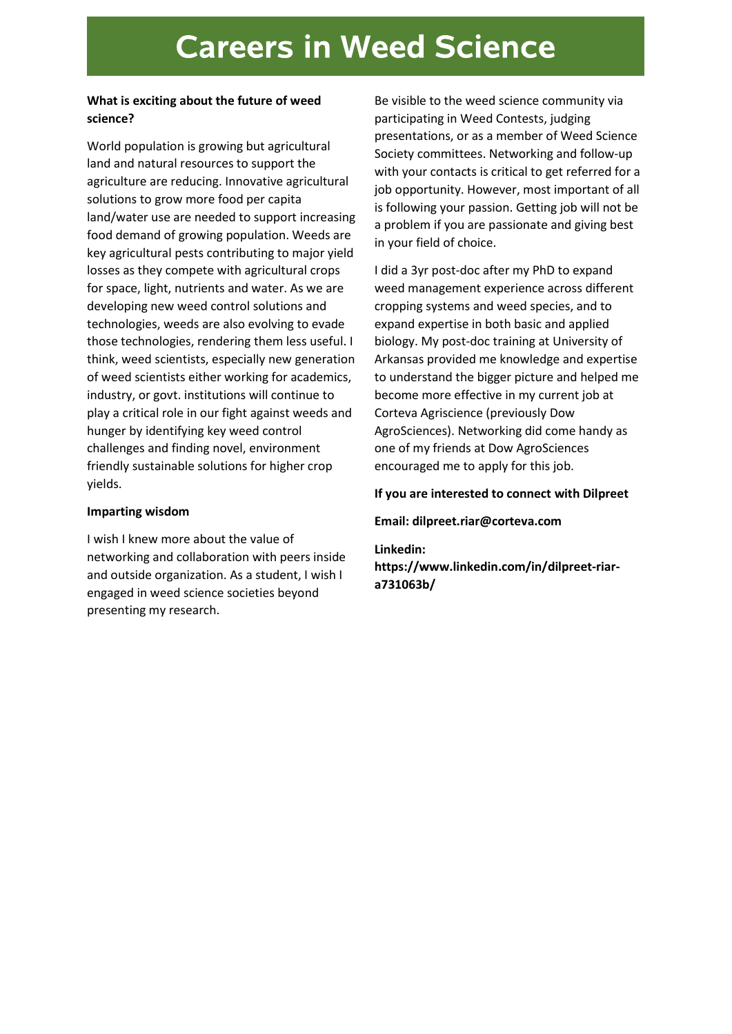# Careers in Weed Science

**What is exciting about the future of weed science?**

World population is growing but agricultural land and natural resources to support the agriculture are reducing. Innovative agricultural solutions to grow more food per capita land/water use are needed to support increasing food demand of growing population. Weeds are key agricultural pests contributing to major yield losses as they compete with agricultural crops for space, light, nutrients and water. As we are developing new weed control solutions and technologies, weeds are also evolving to evade those technologies, rendering them less useful. I think, weed scientists, especially new generation of weed scientists either working for academics, industry, or govt. institutions will continue to play a critical role in our fight against weeds and hunger by identifying key weed control challenges and finding novel, environment friendly sustainable solutions for higher crop yields.

**Imparting wisdom**

I wish I knew more about the value of networking and collaboration with peers inside and outside organization. As a student, I wish I engaged in weed science societies beyond presenting my research.

Be visible to the weed science community via participating in Weed Contests, judging presentations, or as a member of Weed Science Society committees. Networking and follow-up with your contacts is critical to get referred for a job opportunity. However, most important of all is following your passion. Getting job will not be a problem if you are passionate and giving best in your field of choice.

I did a 3yr post-doc after my PhD to expand weed management experience across different cropping systems and weed species, and to expand expertise in both basic and applied biology. My post-doc training at University of Arkansas provided me knowledge and expertise to understand the bigger picture and helped me become more effective in my current job at Corteva Agriscience (previously Dow AgroSciences). Networking did come handy as one of my friends at Dow AgroSciences encouraged me to apply for this job.

**If you are interested to connect with Dilpreet**

**Email: dilpreet.riar@corteva.com**

**Linkedin:**
**https://www.linkedin.com/in/dilpreet-riar-a731063b/**